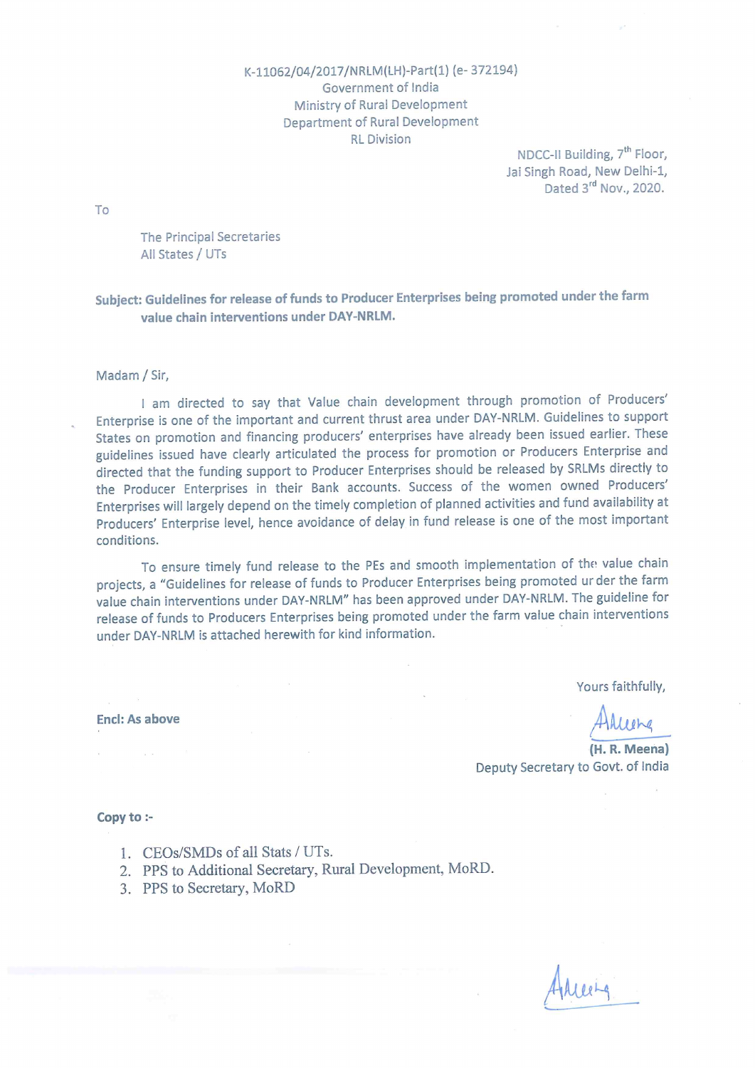K-11062/04/2017/NRLM(LH)-Part(1) (e- 372194)
Government of India
Ministry of Rural Development
Department of Rural Development
RL Division

NDCC-II Building, 7th Floor,
Jai Singh Road, New Delhi-1,
Dated 3rd Nov., 2020.

To

The Principal Secretaries
All States / UTs

**Subject: Guidelines for release of funds to Producer Enterprises being promoted under the farm value chain interventions under DAY-NRLM.**

Madam / Sir,

I am directed to say that Value chain development through promotion of Producers' Enterprise is one of the important and current thrust area under DAY-NRLM. Guidelines to support States on promotion and financing producers' enterprises have already been issued earlier. These guidelines issued have clearly articulated the process for promotion or Producers Enterprise and directed that the funding support to Producer Enterprises should be released by SRLMs directly to the Producer Enterprises in their Bank accounts. Success of the women owned Producers' Enterprises will largely depend on the timely completion of planned activities and fund availability at Producers' Enterprise level, hence avoidance of delay in fund release is one of the most important conditions.

To ensure timely fund release to the PEs and smooth implementation of the value chain projects, a "Guidelines for release of funds to Producer Enterprises being promoted ur der the farm value chain interventions under DAY-NRLM" has been approved under DAY-NRLM. The guideline for release of funds to Producers Enterprises being promoted under the farm value chain interventions under DAY-NRLM is attached herewith for kind information.

Yours faithfully,

**Encl: As above**

**(H. R. Meena)**
Deputy Secretary to Govt. of India

**Copy to :-**

1. CEOs/SMDs of all Stats / UTs.
2. PPS to Additional Secretary, Rural Development, MoRD.
3. PPS to Secretary, MoRD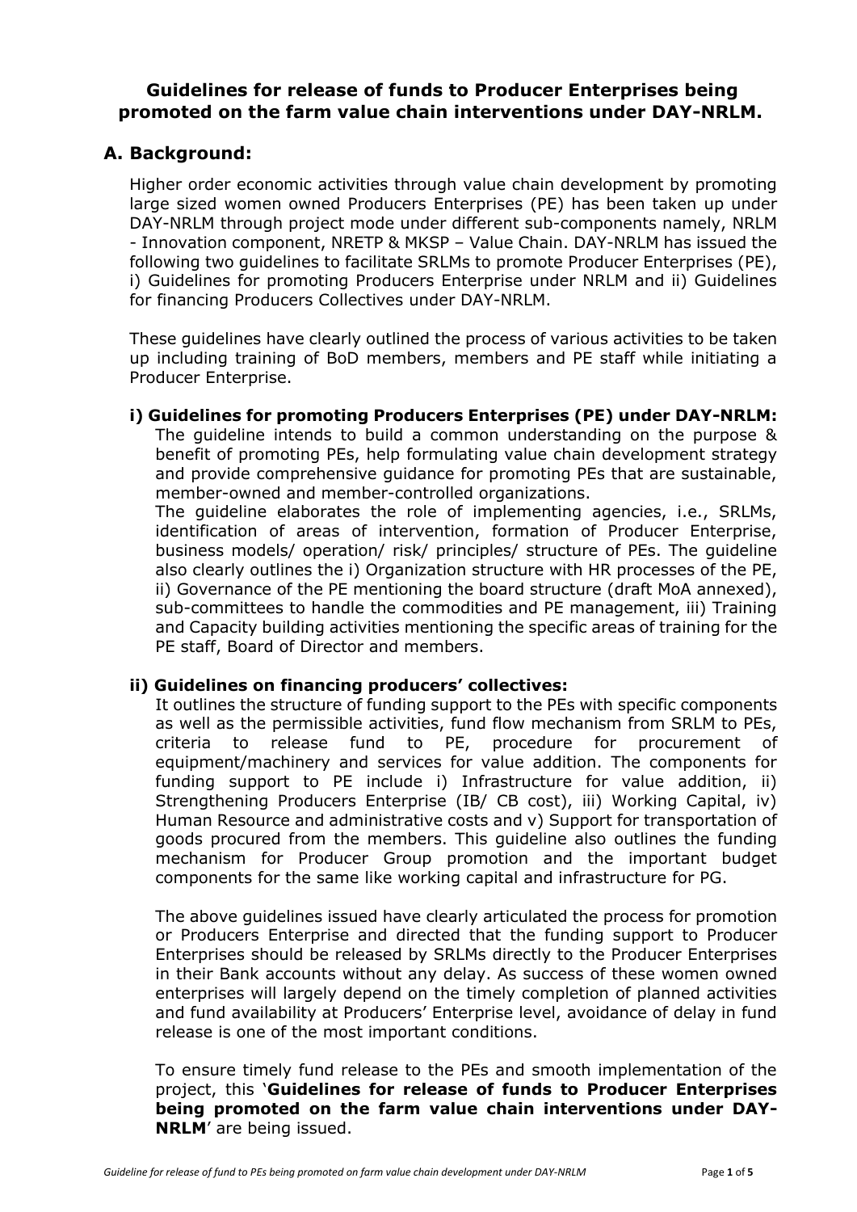# Guidelines for release of funds to Producer Enterprises being promoted on the farm value chain interventions under DAY-NRLM.

## A. Background:

Higher order economic activities through value chain development by promoting large sized women owned Producers Enterprises (PE) has been taken up under DAY-NRLM through project mode under different sub-components namely, NRLM - Innovation component, NRETP & MKSP – Value Chain. DAY-NRLM has issued the following two guidelines to facilitate SRLMs to promote Producer Enterprises (PE), i) Guidelines for promoting Producers Enterprise under NRLM and ii) Guidelines for financing Producers Collectives under DAY-NRLM.

These guidelines have clearly outlined the process of various activities to be taken up including training of BoD members, members and PE staff while initiating a Producer Enterprise.

### i) Guidelines for promoting Producers Enterprises (PE) under DAY-NRLM:

The guideline intends to build a common understanding on the purpose & benefit of promoting PEs, help formulating value chain development strategy and provide comprehensive guidance for promoting PEs that are sustainable, member-owned and member-controlled organizations.

The guideline elaborates the role of implementing agencies, i.e., SRLMs, identification of areas of intervention, formation of Producer Enterprise, business models/ operation/ risk/ principles/ structure of PEs. The guideline also clearly outlines the i) Organization structure with HR processes of the PE, ii) Governance of the PE mentioning the board structure (draft MoA annexed), sub-committees to handle the commodities and PE management, iii) Training and Capacity building activities mentioning the specific areas of training for the PE staff, Board of Director and members.

### ii) Guidelines on financing producers' collectives:

It outlines the structure of funding support to the PEs with specific components as well as the permissible activities, fund flow mechanism from SRLM to PEs, criteria to release fund to PE, procedure for procurement of equipment/machinery and services for value addition. The components for funding support to PE include i) Infrastructure for value addition, ii) Strengthening Producers Enterprise (IB/ CB cost), iii) Working Capital, iv) Human Resource and administrative costs and v) Support for transportation of goods procured from the members. This guideline also outlines the funding mechanism for Producer Group promotion and the important budget components for the same like working capital and infrastructure for PG.

The above guidelines issued have clearly articulated the process for promotion or Producers Enterprise and directed that the funding support to Producer Enterprises should be released by SRLMs directly to the Producer Enterprises in their Bank accounts without any delay. As success of these women owned enterprises will largely depend on the timely completion of planned activities and fund availability at Producers' Enterprise level, avoidance of delay in fund release is one of the most important conditions.

To ensure timely fund release to the PEs and smooth implementation of the project, this '**Guidelines for release of funds to Producer Enterprises being promoted on the farm value chain interventions under DAY-NRLM**' are being issued.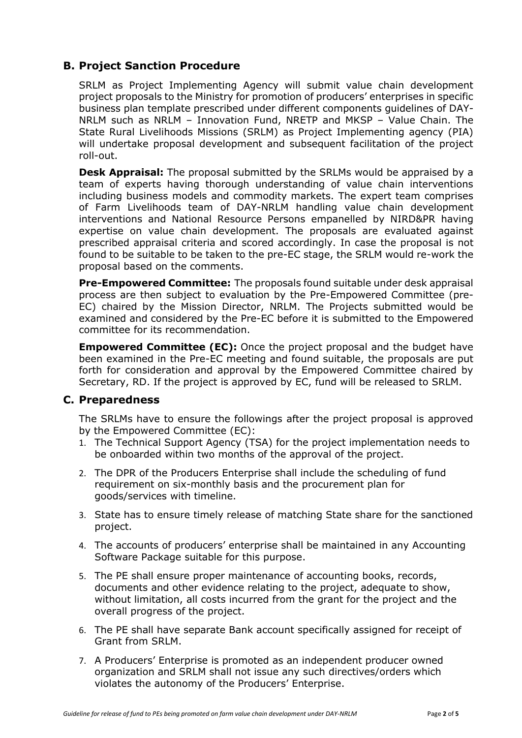## B. Project Sanction Procedure

SRLM as Project Implementing Agency will submit value chain development project proposals to the Ministry for promotion of producers' enterprises in specific business plan template prescribed under different components guidelines of DAY-NRLM such as NRLM – Innovation Fund, NRETP and MKSP – Value Chain. The State Rural Livelihoods Missions (SRLM) as Project Implementing agency (PIA) will undertake proposal development and subsequent facilitation of the project roll-out.

**Desk Appraisal:** The proposal submitted by the SRLMs would be appraised by a team of experts having thorough understanding of value chain interventions including business models and commodity markets. The expert team comprises of Farm Livelihoods team of DAY-NRLM handling value chain development interventions and National Resource Persons empanelled by NIRD&PR having expertise on value chain development. The proposals are evaluated against prescribed appraisal criteria and scored accordingly. In case the proposal is not found to be suitable to be taken to the pre-EC stage, the SRLM would re-work the proposal based on the comments.

**Pre-Empowered Committee:** The proposals found suitable under desk appraisal process are then subject to evaluation by the Pre-Empowered Committee (pre-EC) chaired by the Mission Director, NRLM. The Projects submitted would be examined and considered by the Pre-EC before it is submitted to the Empowered committee for its recommendation.

**Empowered Committee (EC):** Once the project proposal and the budget have been examined in the Pre-EC meeting and found suitable, the proposals are put forth for consideration and approval by the Empowered Committee chaired by Secretary, RD. If the project is approved by EC, fund will be released to SRLM.

## C. Preparedness

The SRLMs have to ensure the followings after the project proposal is approved by the Empowered Committee (EC):

1. The Technical Support Agency (TSA) for the project implementation needs to be onboarded within two months of the approval of the project.
2. The DPR of the Producers Enterprise shall include the scheduling of fund requirement on six-monthly basis and the procurement plan for goods/services with timeline.
3. State has to ensure timely release of matching State share for the sanctioned project.
4. The accounts of producers' enterprise shall be maintained in any Accounting Software Package suitable for this purpose.
5. The PE shall ensure proper maintenance of accounting books, records, documents and other evidence relating to the project, adequate to show, without limitation, all costs incurred from the grant for the project and the overall progress of the project.
6. The PE shall have separate Bank account specifically assigned for receipt of Grant from SRLM.
7. A Producers' Enterprise is promoted as an independent producer owned organization and SRLM shall not issue any such directives/orders which violates the autonomy of the Producers' Enterprise.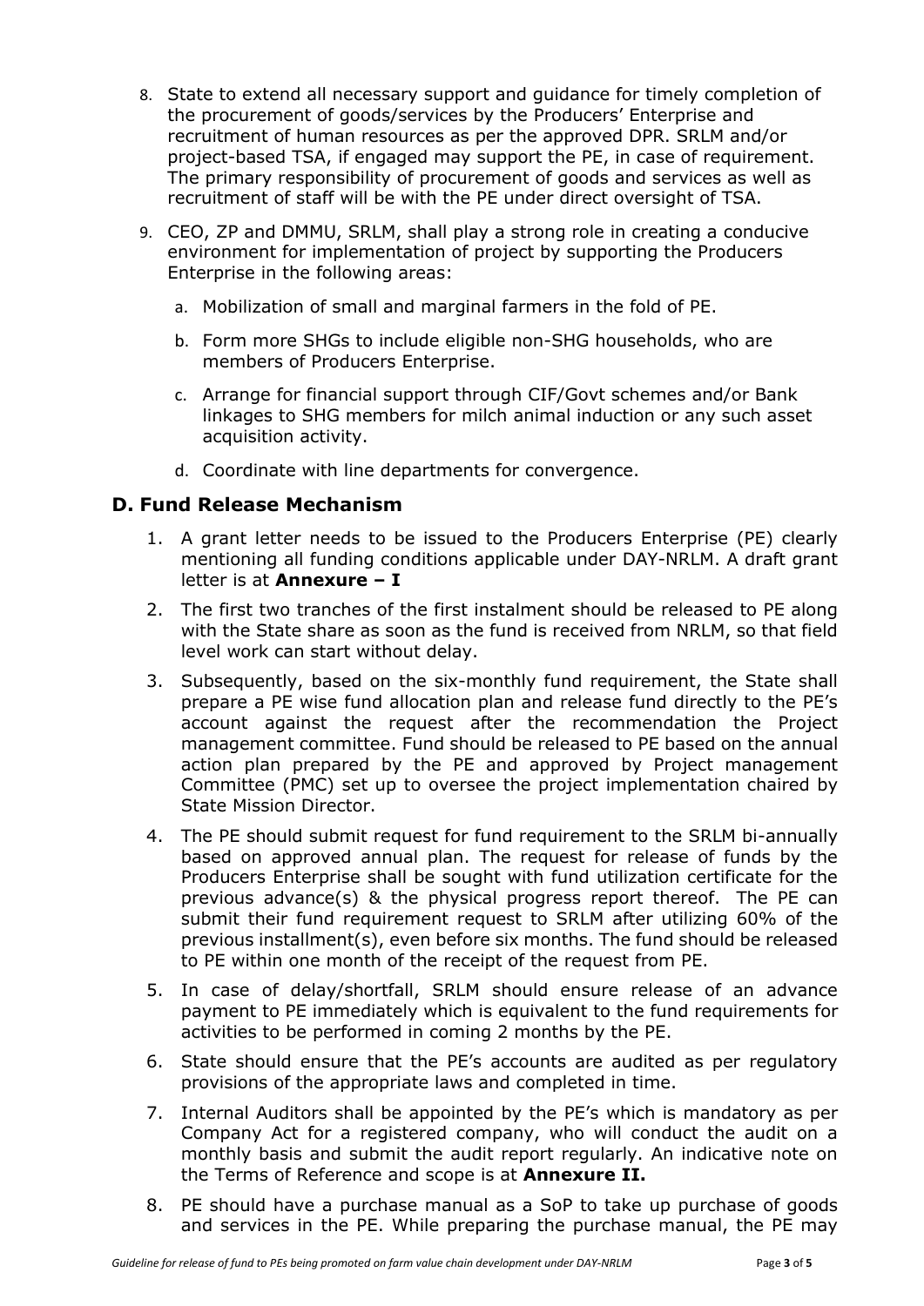8. State to extend all necessary support and guidance for timely completion of the procurement of goods/services by the Producers' Enterprise and recruitment of human resources as per the approved DPR. SRLM and/or project-based TSA, if engaged may support the PE, in case of requirement. The primary responsibility of procurement of goods and services as well as recruitment of staff will be with the PE under direct oversight of TSA.

9. CEO, ZP and DMMU, SRLM, shall play a strong role in creating a conducive environment for implementation of project by supporting the Producers Enterprise in the following areas:

   a. Mobilization of small and marginal farmers in the fold of PE.

   b. Form more SHGs to include eligible non-SHG households, who are members of Producers Enterprise.

   c. Arrange for financial support through CIF/Govt schemes and/or Bank linkages to SHG members for milch animal induction or any such asset acquisition activity.

   d. Coordinate with line departments for convergence.

## D. Fund Release Mechanism

1. A grant letter needs to be issued to the Producers Enterprise (PE) clearly mentioning all funding conditions applicable under DAY-NRLM. A draft grant letter is at **Annexure – I**

2. The first two tranches of the first instalment should be released to PE along with the State share as soon as the fund is received from NRLM, so that field level work can start without delay.

3. Subsequently, based on the six-monthly fund requirement, the State shall prepare a PE wise fund allocation plan and release fund directly to the PE's account against the request after the recommendation the Project management committee. Fund should be released to PE based on the annual action plan prepared by the PE and approved by Project management Committee (PMC) set up to oversee the project implementation chaired by State Mission Director.

4. The PE should submit request for fund requirement to the SRLM bi-annually based on approved annual plan. The request for release of funds by the Producers Enterprise shall be sought with fund utilization certificate for the previous advance(s) & the physical progress report thereof. The PE can submit their fund requirement request to SRLM after utilizing 60% of the previous installment(s), even before six months. The fund should be released to PE within one month of the receipt of the request from PE.

5. In case of delay/shortfall, SRLM should ensure release of an advance payment to PE immediately which is equivalent to the fund requirements for activities to be performed in coming 2 months by the PE.

6. State should ensure that the PE's accounts are audited as per regulatory provisions of the appropriate laws and completed in time.

7. Internal Auditors shall be appointed by the PE's which is mandatory as per Company Act for a registered company, who will conduct the audit on a monthly basis and submit the audit report regularly. An indicative note on the Terms of Reference and scope is at **Annexure II.**

8. PE should have a purchase manual as a SoP to take up purchase of goods and services in the PE. While preparing the purchase manual, the PE may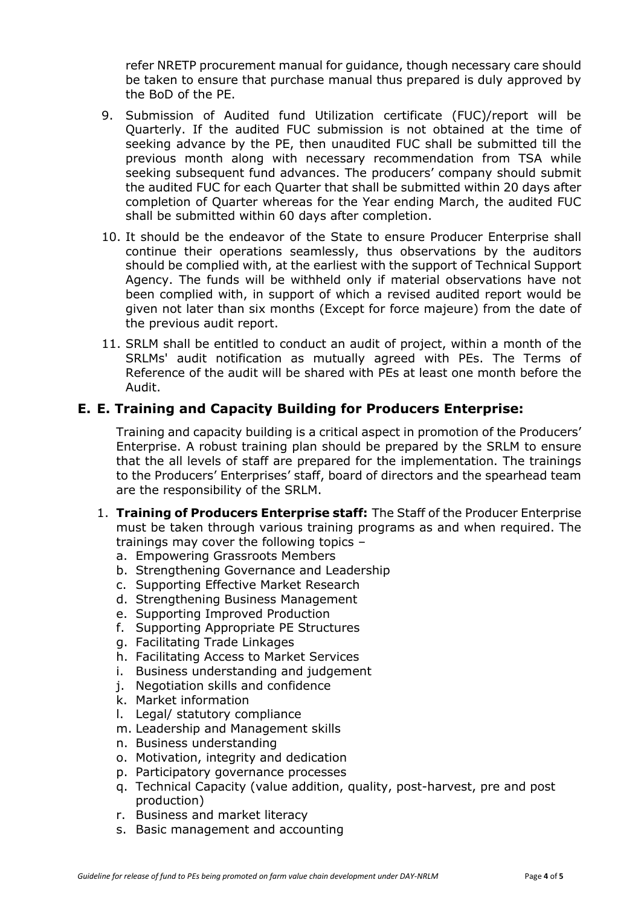refer NRETP procurement manual for guidance, though necessary care should be taken to ensure that purchase manual thus prepared is duly approved by the BoD of the PE.

9. Submission of Audited fund Utilization certificate (FUC)/report will be Quarterly. If the audited FUC submission is not obtained at the time of seeking advance by the PE, then unaudited FUC shall be submitted till the previous month along with necessary recommendation from TSA while seeking subsequent fund advances. The producers' company should submit the audited FUC for each Quarter that shall be submitted within 20 days after completion of Quarter whereas for the Year ending March, the audited FUC shall be submitted within 60 days after completion.
10. It should be the endeavor of the State to ensure Producer Enterprise shall continue their operations seamlessly, thus observations by the auditors should be complied with, at the earliest with the support of Technical Support Agency. The funds will be withheld only if material observations have not been complied with, in support of which a revised audited report would be given not later than six months (Except for force majeure) from the date of the previous audit report.
11. SRLM shall be entitled to conduct an audit of project, within a month of the SRLMs' audit notification as mutually agreed with PEs. The Terms of Reference of the audit will be shared with PEs at least one month before the Audit.

## E. E. Training and Capacity Building for Producers Enterprise:

Training and capacity building is a critical aspect in promotion of the Producers' Enterprise. A robust training plan should be prepared by the SRLM to ensure that the all levels of staff are prepared for the implementation. The trainings to the Producers' Enterprises' staff, board of directors and the spearhead team are the responsibility of the SRLM.

1. **Training of Producers Enterprise staff:** The Staff of the Producer Enterprise must be taken through various training programs as and when required. The trainings may cover the following topics –
   a. Empowering Grassroots Members
   b. Strengthening Governance and Leadership
   c. Supporting Effective Market Research
   d. Strengthening Business Management
   e. Supporting Improved Production
   f. Supporting Appropriate PE Structures
   g. Facilitating Trade Linkages
   h. Facilitating Access to Market Services
   i. Business understanding and judgement
   j. Negotiation skills and confidence
   k. Market information
   l. Legal/ statutory compliance
   m. Leadership and Management skills
   n. Business understanding
   o. Motivation, integrity and dedication
   p. Participatory governance processes
   q. Technical Capacity (value addition, quality, post-harvest, pre and post production)
   r. Business and market literacy
   s. Basic management and accounting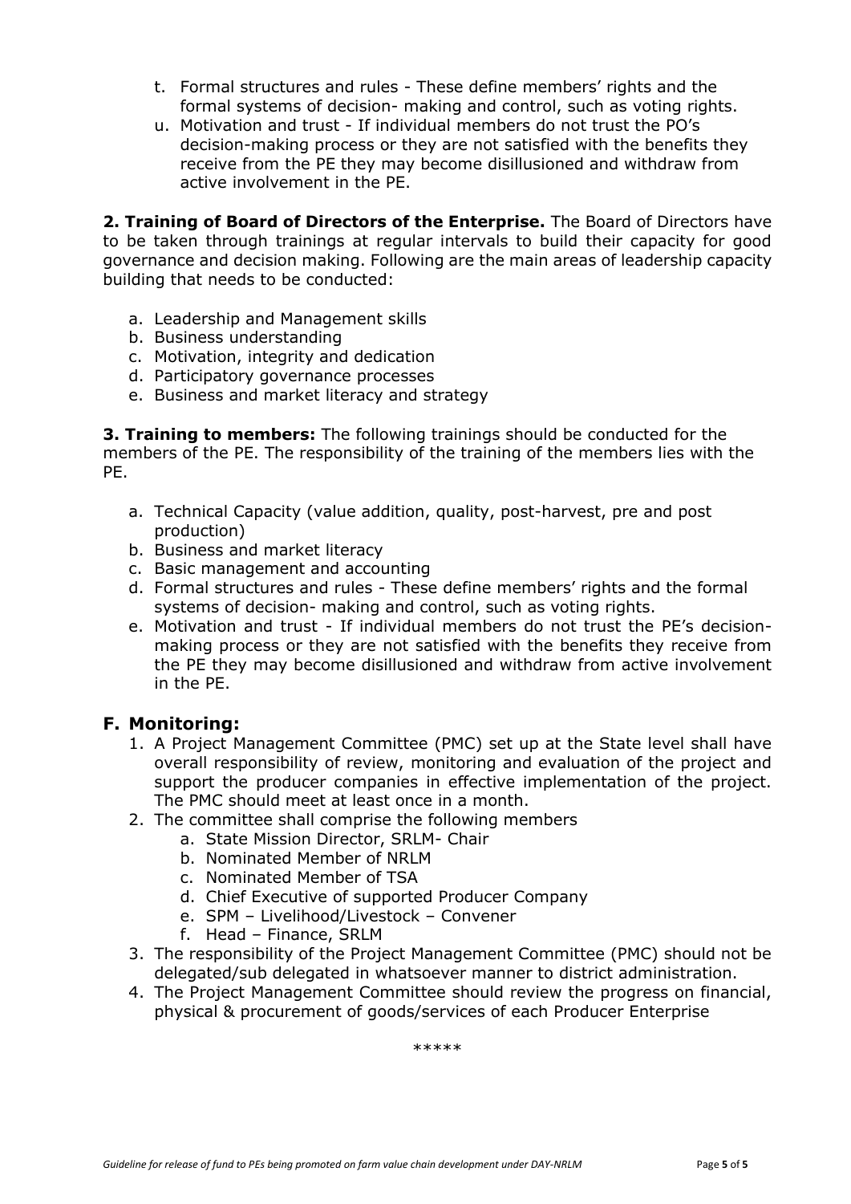t. Formal structures and rules - These define members' rights and the formal systems of decision- making and control, such as voting rights.

u. Motivation and trust - If individual members do not trust the PO's decision-making process or they are not satisfied with the benefits they receive from the PE they may become disillusioned and withdraw from active involvement in the PE.

**2. Training of Board of Directors of the Enterprise.** The Board of Directors have to be taken through trainings at regular intervals to build their capacity for good governance and decision making. Following are the main areas of leadership capacity building that needs to be conducted:

a. Leadership and Management skills
b. Business understanding
c. Motivation, integrity and dedication
d. Participatory governance processes
e. Business and market literacy and strategy

**3. Training to members:** The following trainings should be conducted for the members of the PE. The responsibility of the training of the members lies with the PE.

a. Technical Capacity (value addition, quality, post-harvest, pre and post production)
b. Business and market literacy
c. Basic management and accounting
d. Formal structures and rules - These define members' rights and the formal systems of decision- making and control, such as voting rights.
e. Motivation and trust - If individual members do not trust the PE's decision-making process or they are not satisfied with the benefits they receive from the PE they may become disillusioned and withdraw from active involvement in the PE.

## F. Monitoring:

1. A Project Management Committee (PMC) set up at the State level shall have overall responsibility of review, monitoring and evaluation of the project and support the producer companies in effective implementation of the project. The PMC should meet at least once in a month.
2. The committee shall comprise the following members
   a. State Mission Director, SRLM- Chair
   b. Nominated Member of NRLM
   c. Nominated Member of TSA
   d. Chief Executive of supported Producer Company
   e. SPM – Livelihood/Livestock – Convener
   f. Head – Finance, SRLM
3. The responsibility of the Project Management Committee (PMC) should not be delegated/sub delegated in whatsoever manner to district administration.
4. The Project Management Committee should review the progress on financial, physical & procurement of goods/services of each Producer Enterprise

\*\*\*\*\*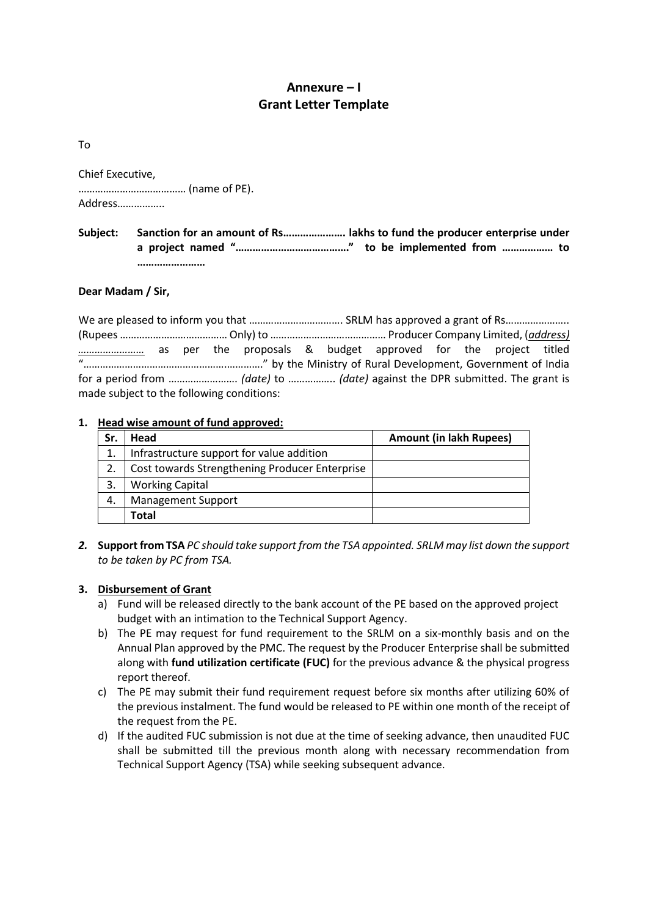# Annexure – I
## Grant Letter Template

To

Chief Executive,
………………………………… (name of PE).
Address……………..

**Subject: Sanction for an amount of Rs…………………. lakhs to fund the producer enterprise under a project named "…………………………………" to be implemented from ……………… to ……………………**

**Dear Madam / Sir,**

We are pleased to inform you that ……………………………. SRLM has approved a grant of Rs………………….. (Rupees ………………………………… Only) to …………………………………… Producer Company Limited, (***address)*** ***……………………*** as per the proposals & budget approved for the project titled "………………………………………………………." by the Ministry of Rural Development, Government of India for a period from ……………………. *(date)* to …………….. *(date)* against the DPR submitted. The grant is made subject to the following conditions:

1. **Head wise amount of fund approved:**

| Sr. | Head | Amount (in lakh Rupees) |
|---|---|---|
| 1. | Infrastructure support for value addition | |
| 2. | Cost towards Strengthening Producer Enterprise | |
| 3. | Working Capital | |
| 4. | Management Support | |
| | **Total** | |

2. **Support from TSA** *PC should take support from the TSA appointed. SRLM may list down the support to be taken by PC from TSA.*

3. **Disbursement of Grant**
   a) Fund will be released directly to the bank account of the PE based on the approved project budget with an intimation to the Technical Support Agency.
   b) The PE may request for fund requirement to the SRLM on a six-monthly basis and on the Annual Plan approved by the PMC. The request by the Producer Enterprise shall be submitted along with **fund utilization certificate (FUC)** for the previous advance & the physical progress report thereof.
   c) The PE may submit their fund requirement request before six months after utilizing 60% of the previous instalment. The fund would be released to PE within one month of the receipt of the request from the PE.
   d) If the audited FUC submission is not due at the time of seeking advance, then unaudited FUC shall be submitted till the previous month along with necessary recommendation from Technical Support Agency (TSA) while seeking subsequent advance.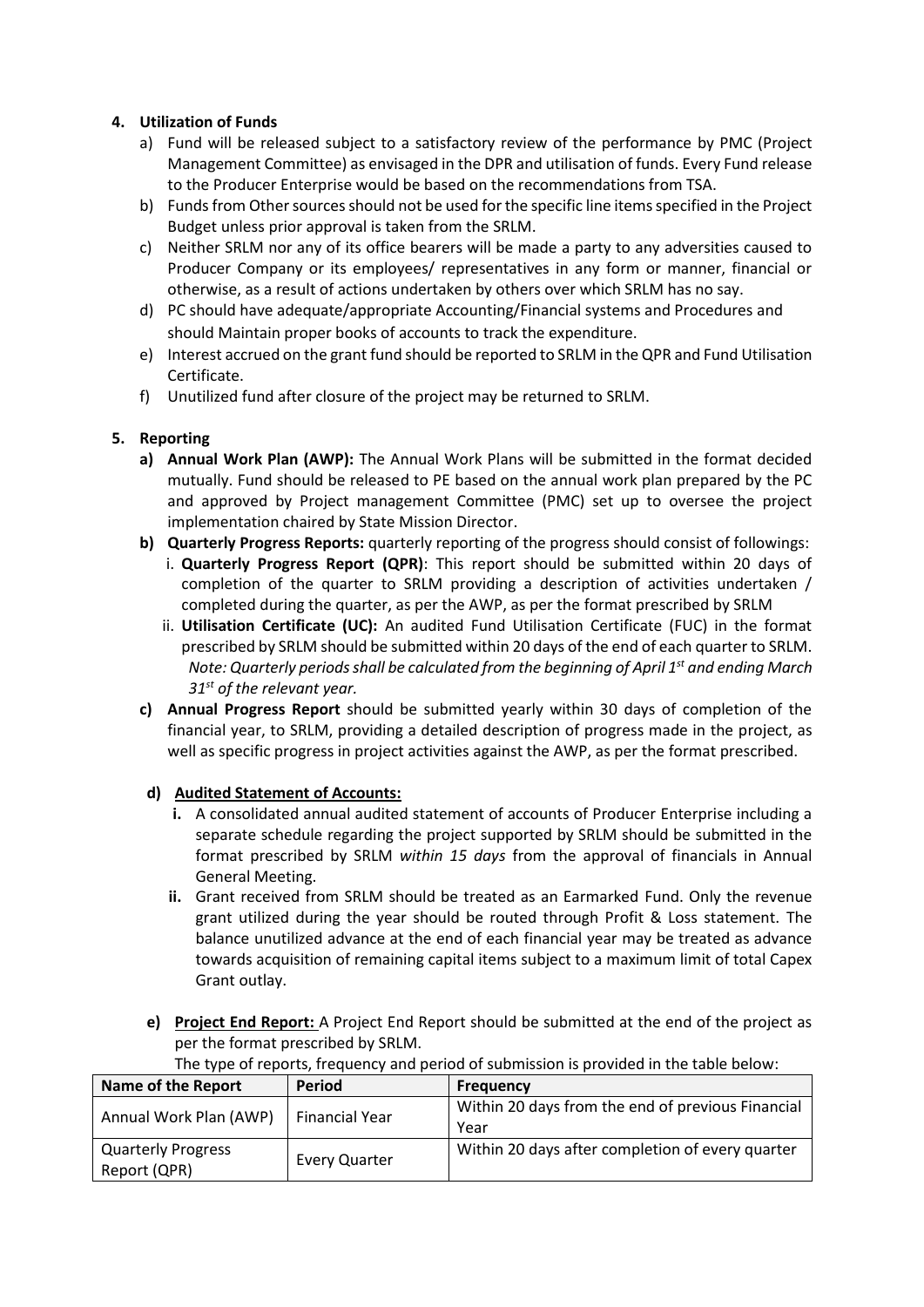**4. Utilization of Funds**

a) Fund will be released subject to a satisfactory review of the performance by PMC (Project Management Committee) as envisaged in the DPR and utilisation of funds. Every Fund release to the Producer Enterprise would be based on the recommendations from TSA.

b) Funds from Other sources should not be used for the specific line items specified in the Project Budget unless prior approval is taken from the SRLM.

c) Neither SRLM nor any of its office bearers will be made a party to any adversities caused to Producer Company or its employees/ representatives in any form or manner, financial or otherwise, as a result of actions undertaken by others over which SRLM has no say.

d) PC should have adequate/appropriate Accounting/Financial systems and Procedures and should Maintain proper books of accounts to track the expenditure.

e) Interest accrued on the grant fund should be reported to SRLM in the QPR and Fund Utilisation Certificate.

f) Unutilized fund after closure of the project may be returned to SRLM.

**5. Reporting**

**a) Annual Work Plan (AWP):** The Annual Work Plans will be submitted in the format decided mutually. Fund should be released to PE based on the annual work plan prepared by the PC and approved by Project management Committee (PMC) set up to oversee the project implementation chaired by State Mission Director.

**b) Quarterly Progress Reports:** quarterly reporting of the progress should consist of followings:

i. **Quarterly Progress Report (QPR)**: This report should be submitted within 20 days of completion of the quarter to SRLM providing a description of activities undertaken / completed during the quarter, as per the AWP, as per the format prescribed by SRLM

ii. **Utilisation Certificate (UC):** An audited Fund Utilisation Certificate (FUC) in the format prescribed by SRLM should be submitted within 20 days of the end of each quarter to SRLM. *Note: Quarterly periods shall be calculated from the beginning of April 1st and ending March 31st of the relevant year.*

**c) Annual Progress Report** should be submitted yearly within 30 days of completion of the financial year, to SRLM, providing a detailed description of progress made in the project, as well as specific progress in project activities against the AWP, as per the format prescribed.

**d) <u>Audited Statement of Accounts:</u>**

**i.** A consolidated annual audited statement of accounts of Producer Enterprise including a separate schedule regarding the project supported by SRLM should be submitted in the format prescribed by SRLM *within 15 days* from the approval of financials in Annual General Meeting.

**ii.** Grant received from SRLM should be treated as an Earmarked Fund. Only the revenue grant utilized during the year should be routed through Profit & Loss statement. The balance unutilized advance at the end of each financial year may be treated as advance towards acquisition of remaining capital items subject to a maximum limit of total Capex Grant outlay.

**e) <u>Project End Report:</u>** A Project End Report should be submitted at the end of the project as per the format prescribed by SRLM.

The type of reports, frequency and period of submission is provided in the table below:

| Name of the Report | Period | Frequency |
|---|---|---|
| Annual Work Plan (AWP) | Financial Year | Within 20 days from the end of previous Financial Year |
| Quarterly Progress Report (QPR) | Every Quarter | Within 20 days after completion of every quarter |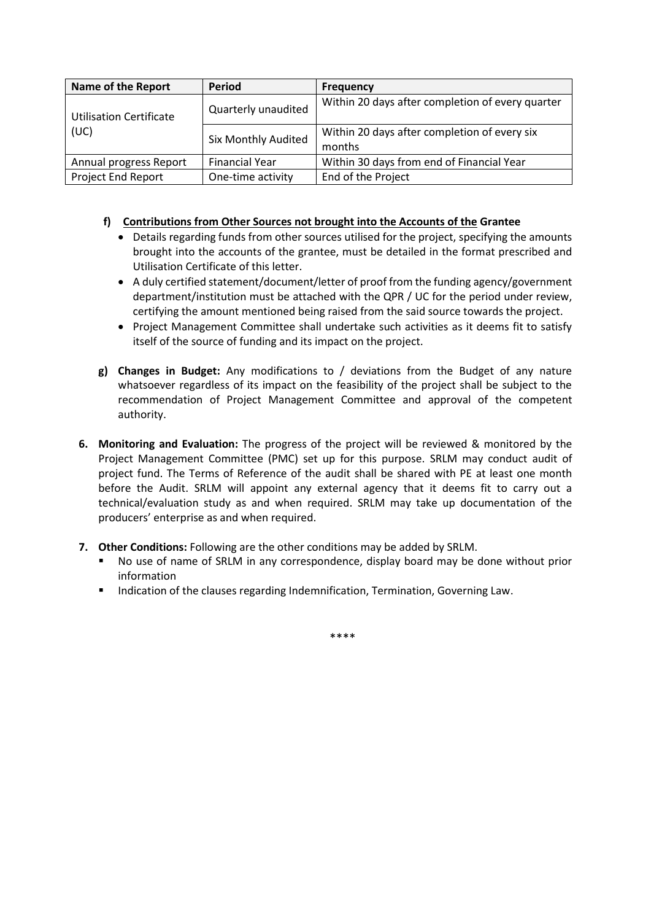| Name of the Report | Period | Frequency |
|---|---|---|
| Utilisation Certificate (UC) | Quarterly unaudited | Within 20 days after completion of every quarter |
| | Six Monthly Audited | Within 20 days after completion of every six months |
| Annual progress Report | Financial Year | Within 30 days from end of Financial Year |
| Project End Report | One-time activity | End of the Project |

**f) Contributions from Other Sources not brought into the Accounts of the Grantee**

- Details regarding funds from other sources utilised for the project, specifying the amounts brought into the accounts of the grantee, must be detailed in the format prescribed and Utilisation Certificate of this letter.
- A duly certified statement/document/letter of proof from the funding agency/government department/institution must be attached with the QPR / UC for the period under review, certifying the amount mentioned being raised from the said source towards the project.
- Project Management Committee shall undertake such activities as it deems fit to satisfy itself of the source of funding and its impact on the project.

**g) Changes in Budget:** Any modifications to / deviations from the Budget of any nature whatsoever regardless of its impact on the feasibility of the project shall be subject to the recommendation of Project Management Committee and approval of the competent authority.

**6. Monitoring and Evaluation:** The progress of the project will be reviewed & monitored by the Project Management Committee (PMC) set up for this purpose. SRLM may conduct audit of project fund. The Terms of Reference of the audit shall be shared with PE at least one month before the Audit. SRLM will appoint any external agency that it deems fit to carry out a technical/evaluation study as and when required. SRLM may take up documentation of the producers' enterprise as and when required.

**7. Other Conditions:** Following are the other conditions may be added by SRLM.

- No use of name of SRLM in any correspondence, display board may be done without prior information
- Indication of the clauses regarding Indemnification, Termination, Governing Law.

\*\*\*\*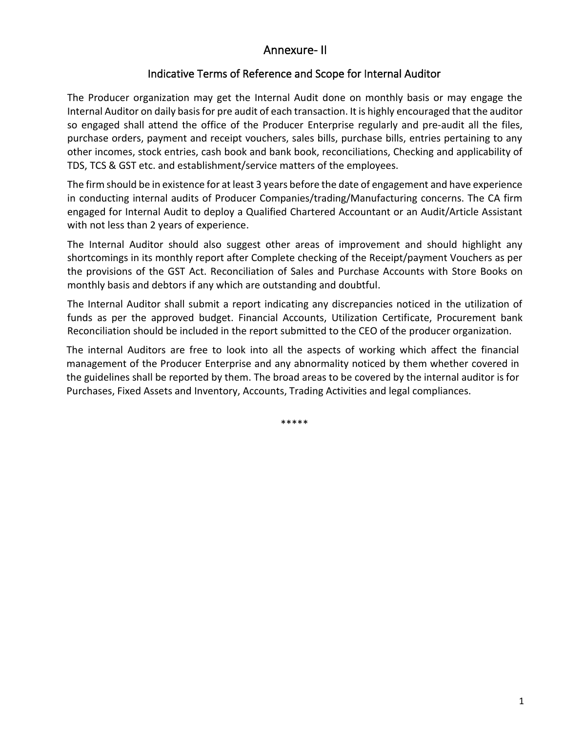# Annexure- II

## Indicative Terms of Reference and Scope for Internal Auditor

The Producer organization may get the Internal Audit done on monthly basis or may engage the Internal Auditor on daily basis for pre audit of each transaction. It is highly encouraged that the auditor so engaged shall attend the office of the Producer Enterprise regularly and pre-audit all the files, purchase orders, payment and receipt vouchers, sales bills, purchase bills, entries pertaining to any other incomes, stock entries, cash book and bank book, reconciliations, Checking and applicability of TDS, TCS & GST etc. and establishment/service matters of the employees.

The firm should be in existence for at least 3 years before the date of engagement and have experience in conducting internal audits of Producer Companies/trading/Manufacturing concerns. The CA firm engaged for Internal Audit to deploy a Qualified Chartered Accountant or an Audit/Article Assistant with not less than 2 years of experience.

The Internal Auditor should also suggest other areas of improvement and should highlight any shortcomings in its monthly report after Complete checking of the Receipt/payment Vouchers as per the provisions of the GST Act. Reconciliation of Sales and Purchase Accounts with Store Books on monthly basis and debtors if any which are outstanding and doubtful.

The Internal Auditor shall submit a report indicating any discrepancies noticed in the utilization of funds as per the approved budget. Financial Accounts, Utilization Certificate, Procurement bank Reconciliation should be included in the report submitted to the CEO of the producer organization.

The internal Auditors are free to look into all the aspects of working which affect the financial management of the Producer Enterprise and any abnormality noticed by them whether covered in the guidelines shall be reported by them. The broad areas to be covered by the internal auditor is for Purchases, Fixed Assets and Inventory, Accounts, Trading Activities and legal compliances.

*****